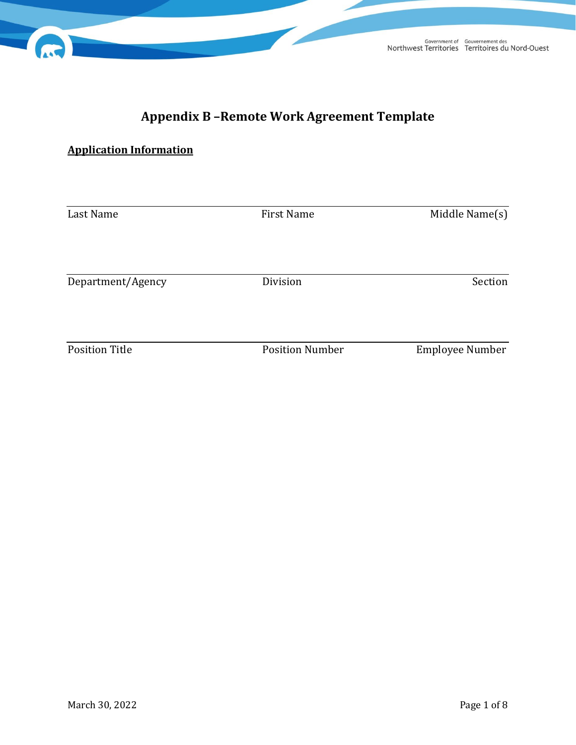# Appendix B –Remote Work Agreement Template

**Application Information**

| Last Name | First Name | Middle Name(s) |
|---|---|---|
| | | |

| Department/Agency | Division | Section |
|---|---|---|
| | | |

| Position Title | Position Number | Employee Number |
|---|---|---|
| | | |

March 30, 2022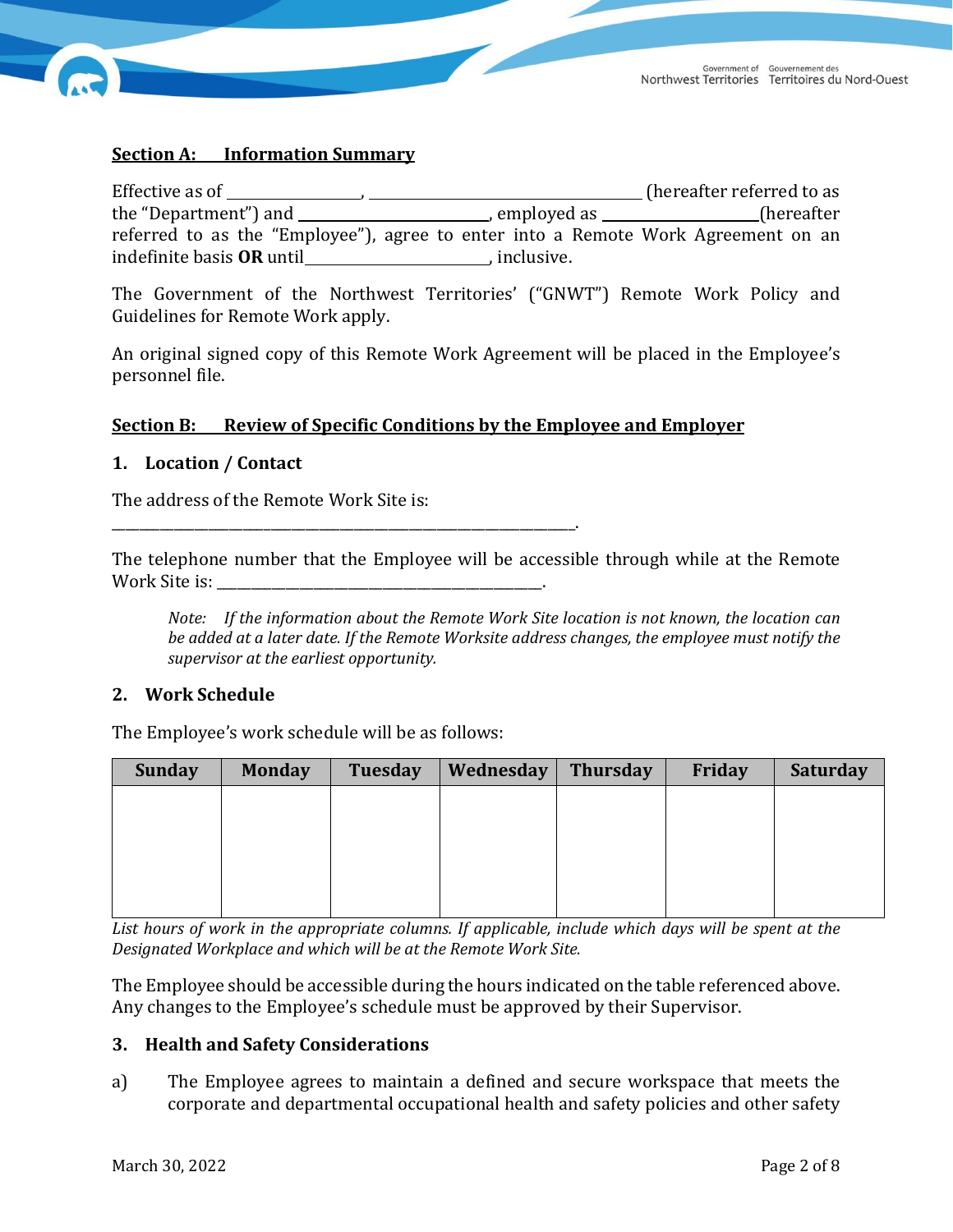## Section A: Information Summary

Effective as of ________________, __________________________________ (hereafter referred to as the "Department") and ________________________, employed as ____________________ (hereafter referred to as the "Employee"), agree to enter into a Remote Work Agreement on an indefinite basis **OR** until________________________, inclusive.

The Government of the Northwest Territories' ("GNWT") Remote Work Policy and Guidelines for Remote Work apply.

An original signed copy of this Remote Work Agreement will be placed in the Employee's personnel file.

## Section B: Review of Specific Conditions by the Employee and Employer

### 1. Location / Contact

The address of the Remote Work Site is:

_________________________________________________________________.

The telephone number that the Employee will be accessible through while at the Remote Work Site is: ____________________________________________.

> *Note: If the information about the Remote Work Site location is not known, the location can be added at a later date. If the Remote Worksite address changes, the employee must notify the supervisor at the earliest opportunity.*

### 2. Work Schedule

The Employee's work schedule will be as follows:

| Sunday | Monday | Tuesday | Wednesday | Thursday | Friday | Saturday |
|---|---|---|---|---|---|---|
| | | | | | | |

*List hours of work in the appropriate columns. If applicable, include which days will be spent at the Designated Workplace and which will be at the Remote Work Site.*

The Employee should be accessible during the hours indicated on the table referenced above. Any changes to the Employee's schedule must be approved by their Supervisor.

### 3. Health and Safety Considerations

a) The Employee agrees to maintain a defined and secure workspace that meets the corporate and departmental occupational health and safety policies and other safety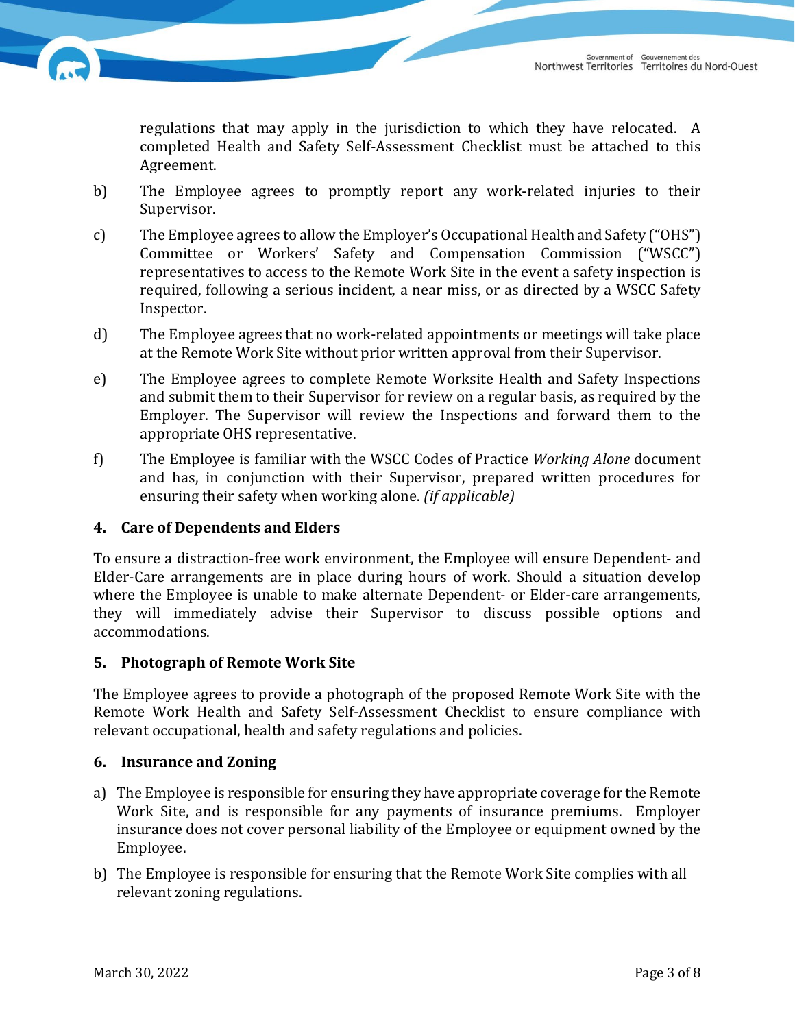regulations that may apply in the jurisdiction to which they have relocated. A completed Health and Safety Self-Assessment Checklist must be attached to this Agreement.

b) The Employee agrees to promptly report any work-related injuries to their Supervisor.

c) The Employee agrees to allow the Employer's Occupational Health and Safety ("OHS") Committee or Workers' Safety and Compensation Commission ("WSCC") representatives to access to the Remote Work Site in the event a safety inspection is required, following a serious incident, a near miss, or as directed by a WSCC Safety Inspector.

d) The Employee agrees that no work-related appointments or meetings will take place at the Remote Work Site without prior written approval from their Supervisor.

e) The Employee agrees to complete Remote Worksite Health and Safety Inspections and submit them to their Supervisor for review on a regular basis, as required by the Employer. The Supervisor will review the Inspections and forward them to the appropriate OHS representative.

f) The Employee is familiar with the WSCC Codes of Practice *Working Alone* document and has, in conjunction with their Supervisor, prepared written procedures for ensuring their safety when working alone. *(if applicable)*

## 4. Care of Dependents and Elders

To ensure a distraction-free work environment, the Employee will ensure Dependent- and Elder-Care arrangements are in place during hours of work. Should a situation develop where the Employee is unable to make alternate Dependent- or Elder-care arrangements, they will immediately advise their Supervisor to discuss possible options and accommodations.

## 5. Photograph of Remote Work Site

The Employee agrees to provide a photograph of the proposed Remote Work Site with the Remote Work Health and Safety Self-Assessment Checklist to ensure compliance with relevant occupational, health and safety regulations and policies.

## 6. Insurance and Zoning

a) The Employee is responsible for ensuring they have appropriate coverage for the Remote Work Site, and is responsible for any payments of insurance premiums. Employer insurance does not cover personal liability of the Employee or equipment owned by the Employee.

b) The Employee is responsible for ensuring that the Remote Work Site complies with all relevant zoning regulations.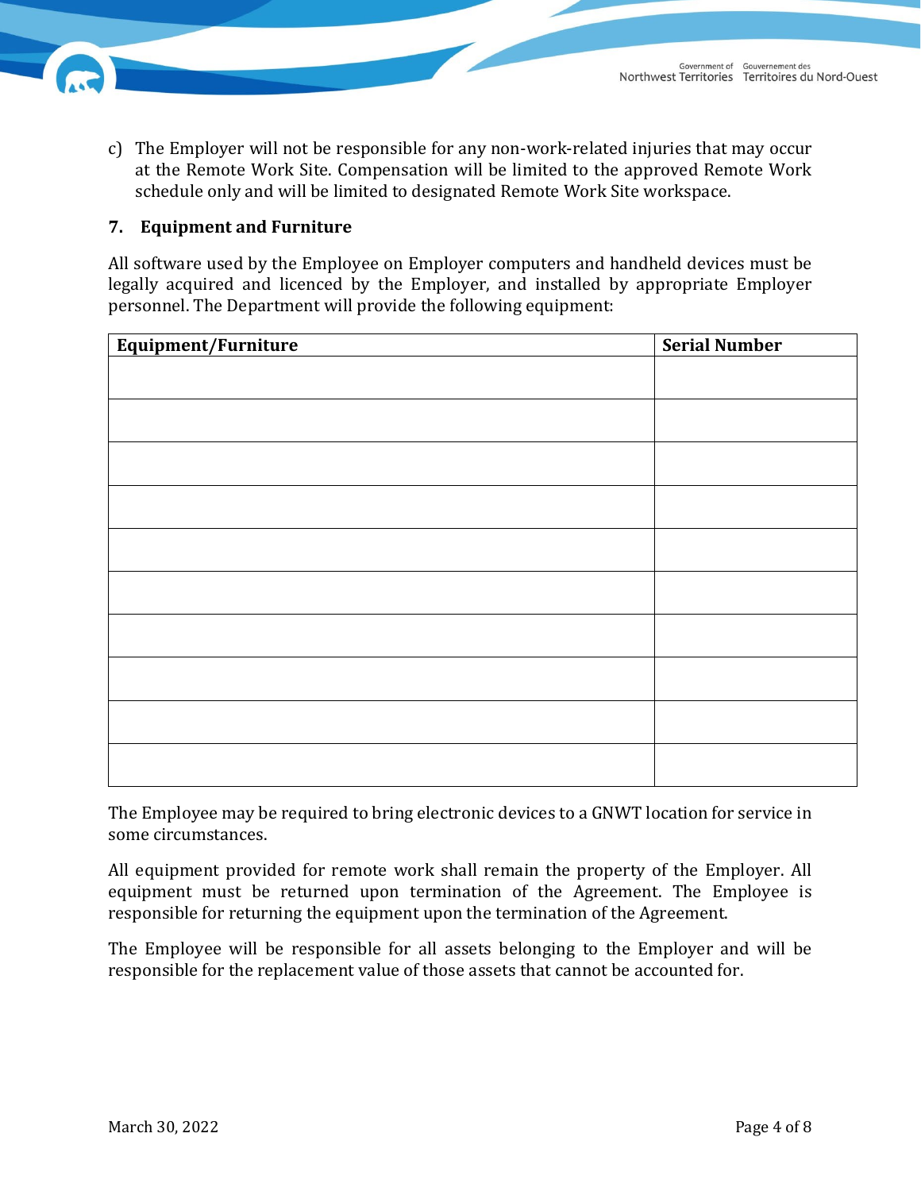c) The Employer will not be responsible for any non-work-related injuries that may occur at the Remote Work Site. Compensation will be limited to the approved Remote Work schedule only and will be limited to designated Remote Work Site workspace.

## 7. Equipment and Furniture

All software used by the Employee on Employer computers and handheld devices must be legally acquired and licenced by the Employer, and installed by appropriate Employer personnel. The Department will provide the following equipment:

| Equipment/Furniture | Serial Number |
|---|---|
| | |
| | |
| | |
| | |
| | |
| | |
| | |
| | |
| | |
| | |

The Employee may be required to bring electronic devices to a GNWT location for service in some circumstances.

All equipment provided for remote work shall remain the property of the Employer. All equipment must be returned upon termination of the Agreement. The Employee is responsible for returning the equipment upon the termination of the Agreement.

The Employee will be responsible for all assets belonging to the Employer and will be responsible for the replacement value of those assets that cannot be accounted for.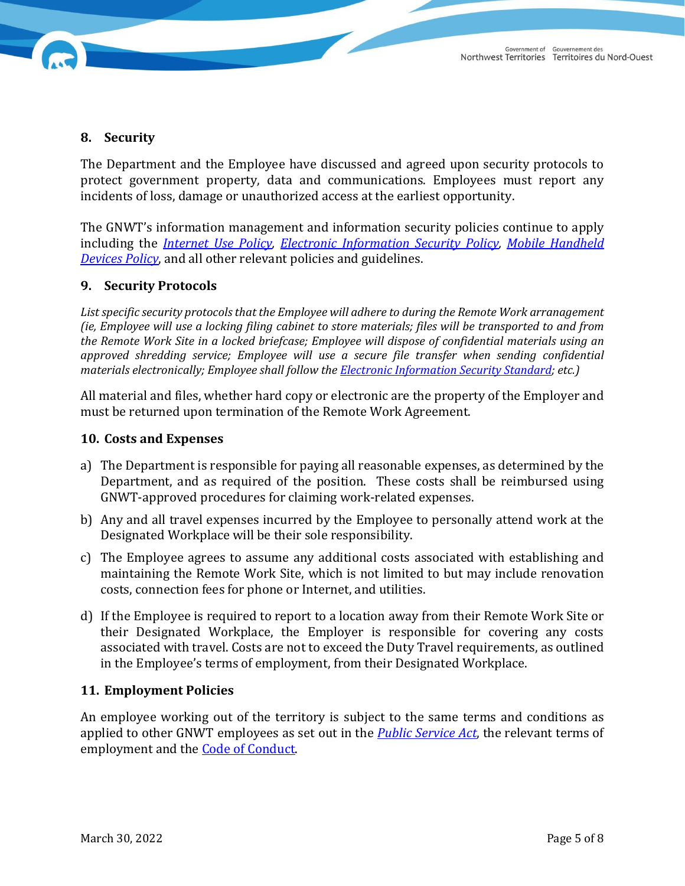## 8. Security

The Department and the Employee have discussed and agreed upon security protocols to protect government property, data and communications. Employees must report any incidents of loss, damage or unauthorized access at the earliest opportunity.

The GNWT's information management and information security policies continue to apply including the *Internet Use Policy*, *Electronic Information Security Policy*, *Mobile Handheld Devices Policy*, and all other relevant policies and guidelines.

## 9. Security Protocols

*List specific security protocols that the Employee will adhere to during the Remote Work arrangement (ie, Employee will use a locking filing cabinet to store materials; files will be transported to and from the Remote Work Site in a locked briefcase; Employee will dispose of confidential materials using an approved shredding service; Employee will use a secure file transfer when sending confidential materials electronically; Employee shall follow the Electronic Information Security Standard; etc.)*

All material and files, whether hard copy or electronic are the property of the Employer and must be returned upon termination of the Remote Work Agreement.

## 10. Costs and Expenses

a) The Department is responsible for paying all reasonable expenses, as determined by the Department, and as required of the position. These costs shall be reimbursed using GNWT-approved procedures for claiming work-related expenses.

b) Any and all travel expenses incurred by the Employee to personally attend work at the Designated Workplace will be their sole responsibility.

c) The Employee agrees to assume any additional costs associated with establishing and maintaining the Remote Work Site, which is not limited to but may include renovation costs, connection fees for phone or Internet, and utilities.

d) If the Employee is required to report to a location away from their Remote Work Site or their Designated Workplace, the Employer is responsible for covering any costs associated with travel. Costs are not to exceed the Duty Travel requirements, as outlined in the Employee's terms of employment, from their Designated Workplace.

## 11. Employment Policies

An employee working out of the territory is subject to the same terms and conditions as applied to other GNWT employees as set out in the *Public Service Act*, the relevant terms of employment and the Code of Conduct.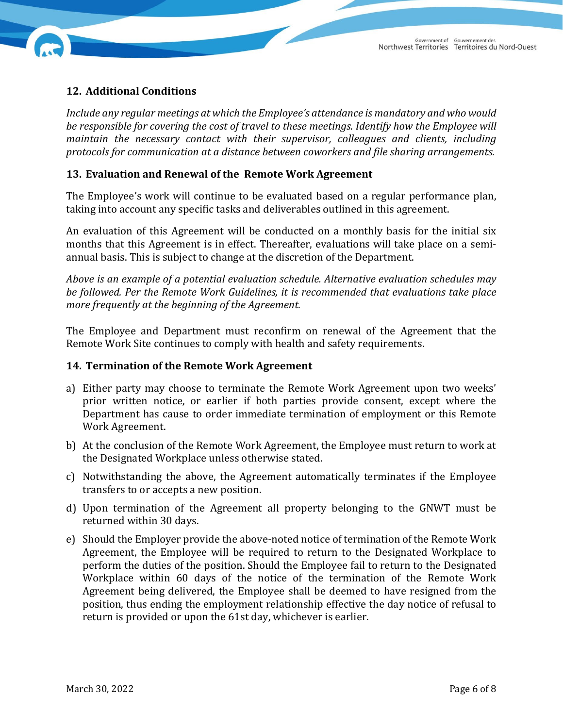## 12. Additional Conditions

*Include any regular meetings at which the Employee's attendance is mandatory and who would be responsible for covering the cost of travel to these meetings. Identify how the Employee will maintain the necessary contact with their supervisor, colleagues and clients, including protocols for communication at a distance between coworkers and file sharing arrangements.*

## 13. Evaluation and Renewal of the Remote Work Agreement

The Employee's work will continue to be evaluated based on a regular performance plan, taking into account any specific tasks and deliverables outlined in this agreement.

An evaluation of this Agreement will be conducted on a monthly basis for the initial six months that this Agreement is in effect. Thereafter, evaluations will take place on a semi-annual basis. This is subject to change at the discretion of the Department.

*Above is an example of a potential evaluation schedule. Alternative evaluation schedules may be followed. Per the Remote Work Guidelines, it is recommended that evaluations take place more frequently at the beginning of the Agreement.*

The Employee and Department must reconfirm on renewal of the Agreement that the Remote Work Site continues to comply with health and safety requirements.

## 14. Termination of the Remote Work Agreement

a) Either party may choose to terminate the Remote Work Agreement upon two weeks' prior written notice, or earlier if both parties provide consent, except where the Department has cause to order immediate termination of employment or this Remote Work Agreement.

b) At the conclusion of the Remote Work Agreement, the Employee must return to work at the Designated Workplace unless otherwise stated.

c) Notwithstanding the above, the Agreement automatically terminates if the Employee transfers to or accepts a new position.

d) Upon termination of the Agreement all property belonging to the GNWT must be returned within 30 days.

e) Should the Employer provide the above-noted notice of termination of the Remote Work Agreement, the Employee will be required to return to the Designated Workplace to perform the duties of the position. Should the Employee fail to return to the Designated Workplace within 60 days of the notice of the termination of the Remote Work Agreement being delivered, the Employee shall be deemed to have resigned from the position, thus ending the employment relationship effective the day notice of refusal to return is provided or upon the 61st day, whichever is earlier.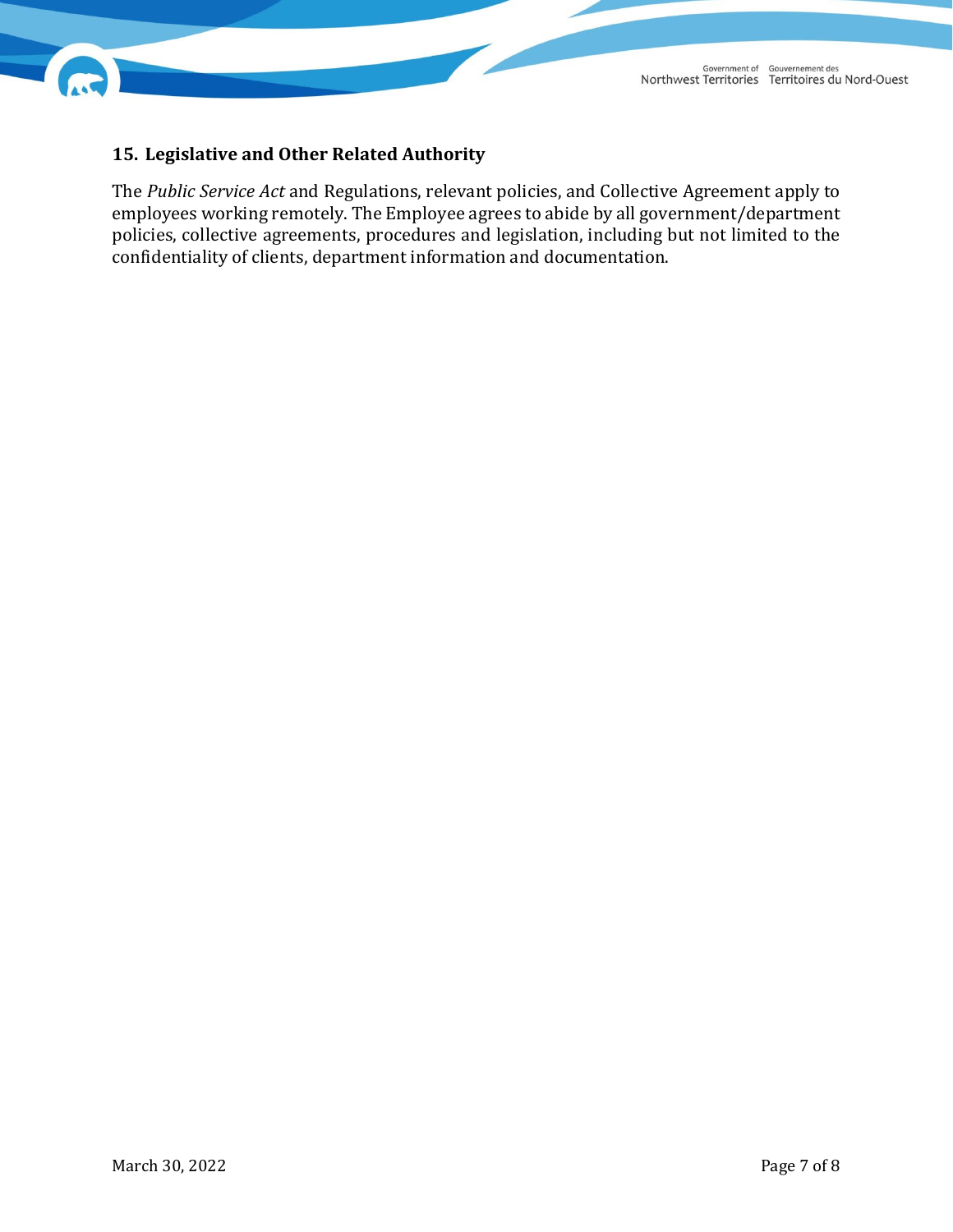## 15. Legislative and Other Related Authority

The *Public Service Act* and Regulations, relevant policies, and Collective Agreement apply to employees working remotely. The Employee agrees to abide by all government/department policies, collective agreements, procedures and legislation, including but not limited to the confidentiality of clients, department information and documentation.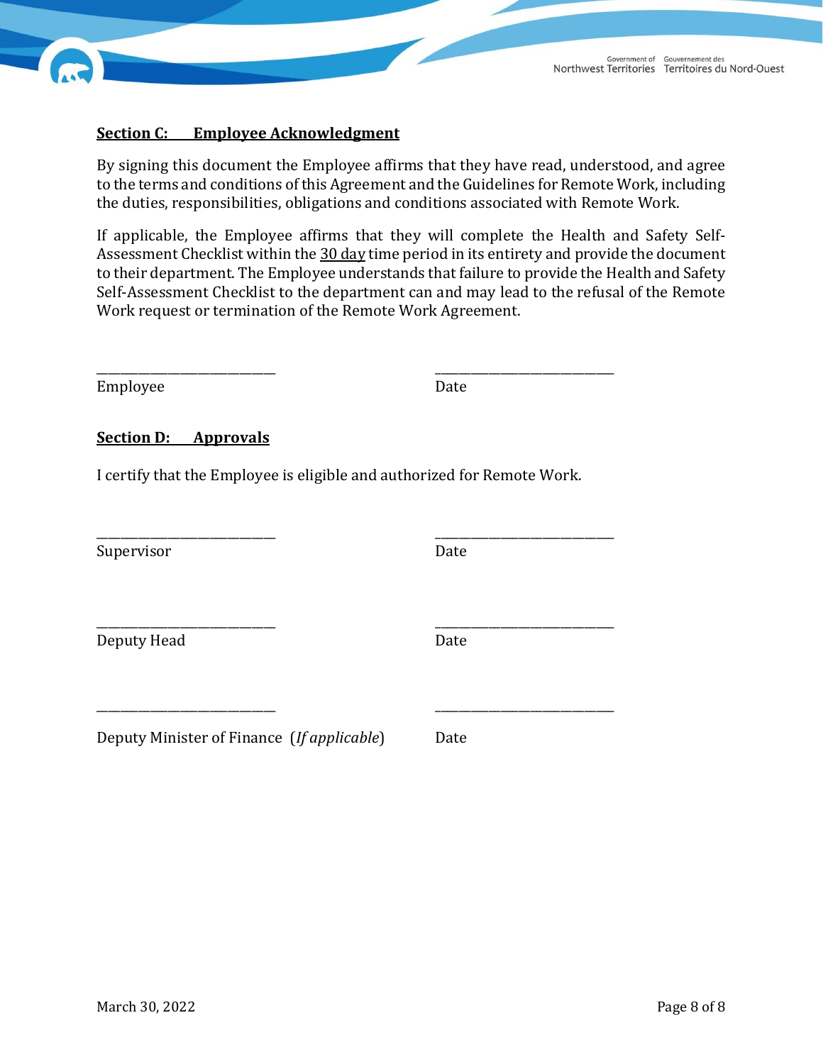**<u>Section C: Employee Acknowledgment</u>**

By signing this document the Employee affirms that they have read, understood, and agree to the terms and conditions of this Agreement and the Guidelines for Remote Work, including the duties, responsibilities, obligations and conditions associated with Remote Work.

If applicable, the Employee affirms that they will complete the Health and Safety Self-Assessment Checklist within the <u>30 day</u> time period in its entirety and provide the document to their department. The Employee understands that failure to provide the Health and Safety Self-Assessment Checklist to the department can and may lead to the refusal of the Remote Work request or termination of the Remote Work Agreement.

\_\_\_\_\_\_\_\_\_\_\_\_\_\_\_\_\_\_\_\_\_\_\_\_\_\_\_\_ \_\_\_\_\_\_\_\_\_\_\_\_\_\_\_\_\_\_\_\_\_\_\_\_\_\_\_\_

Employee Date

**<u>Section D: Approvals</u>**

I certify that the Employee is eligible and authorized for Remote Work.

\_\_\_\_\_\_\_\_\_\_\_\_\_\_\_\_\_\_\_\_\_\_\_\_\_\_\_\_ \_\_\_\_\_\_\_\_\_\_\_\_\_\_\_\_\_\_\_\_\_\_\_\_\_\_\_\_

Supervisor Date

\_\_\_\_\_\_\_\_\_\_\_\_\_\_\_\_\_\_\_\_\_\_\_\_\_\_\_\_ \_\_\_\_\_\_\_\_\_\_\_\_\_\_\_\_\_\_\_\_\_\_\_\_\_\_\_\_

Deputy Head Date

\_\_\_\_\_\_\_\_\_\_\_\_\_\_\_\_\_\_\_\_\_\_\_\_\_\_\_\_ \_\_\_\_\_\_\_\_\_\_\_\_\_\_\_\_\_\_\_\_\_\_\_\_\_\_\_\_

Deputy Minister of Finance (*If applicable*) Date

March 30, 2022